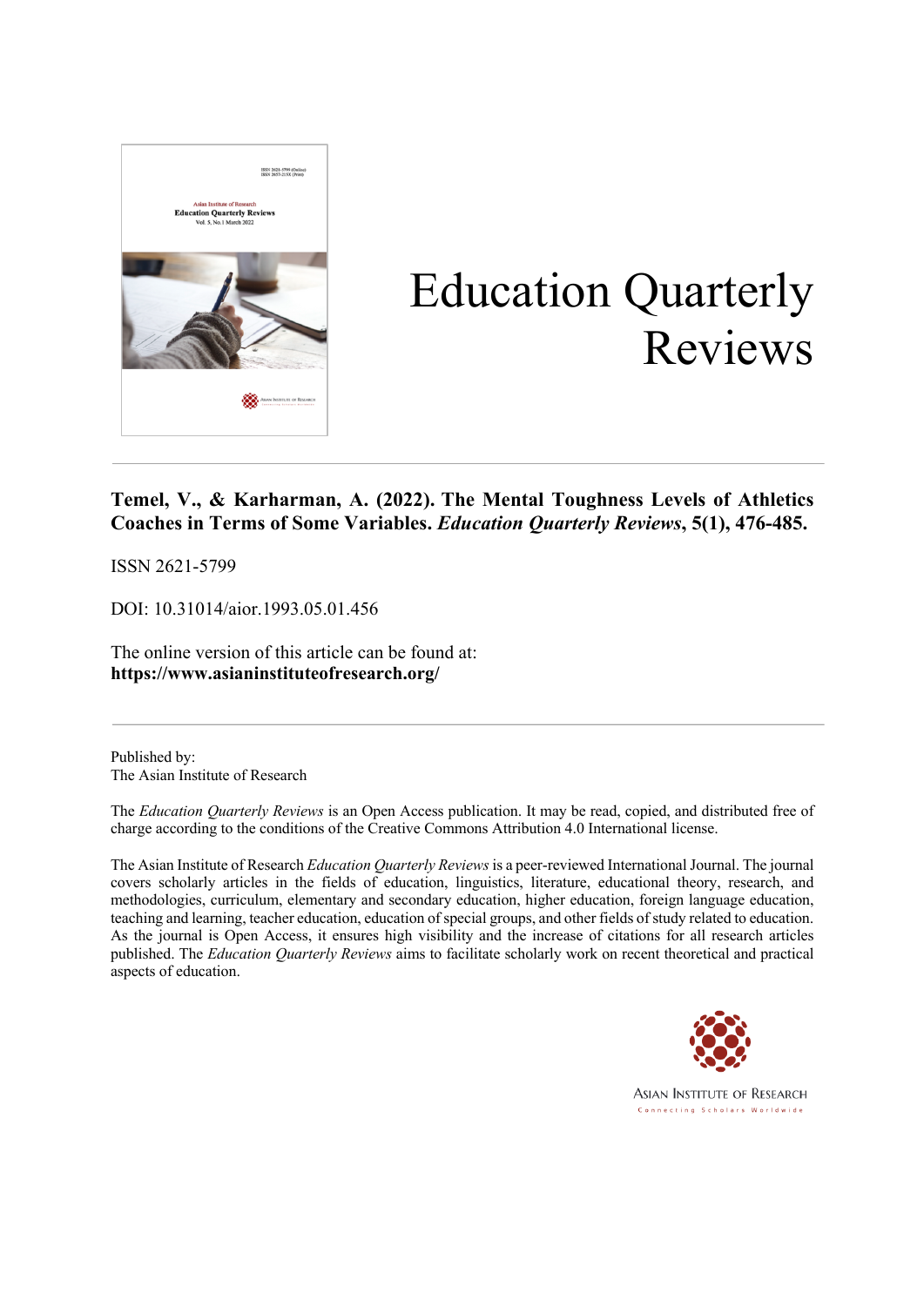# Education Quarterly Reviews

**Temel, V., & Karharman, A. (2022). The Mental Toughness Levels of Athletics Coaches in Terms of Some Variables. *Education Quarterly Reviews*, 5(1), 476-485.**

ISSN 2621-5799

DOI: 10.31014/aior.1993.05.01.456

The online version of this article can be found at:
**https://www.asianinstituteofresearch.org/**

Published by:
The Asian Institute of Research

The *Education Quarterly Reviews* is an Open Access publication. It may be read, copied, and distributed free of charge according to the conditions of the Creative Commons Attribution 4.0 International license.

The Asian Institute of Research *Education Quarterly Reviews* is a peer-reviewed International Journal. The journal covers scholarly articles in the fields of education, linguistics, literature, educational theory, research, and methodologies, curriculum, elementary and secondary education, higher education, foreign language education, teaching and learning, teacher education, education of special groups, and other fields of study related to education. As the journal is Open Access, it ensures high visibility and the increase of citations for all research articles published. The *Education Quarterly Reviews* aims to facilitate scholarly work on recent theoretical and practical aspects of education.

ASIAN INSTITUTE OF RESEARCH
Connecting Scholars Worldwide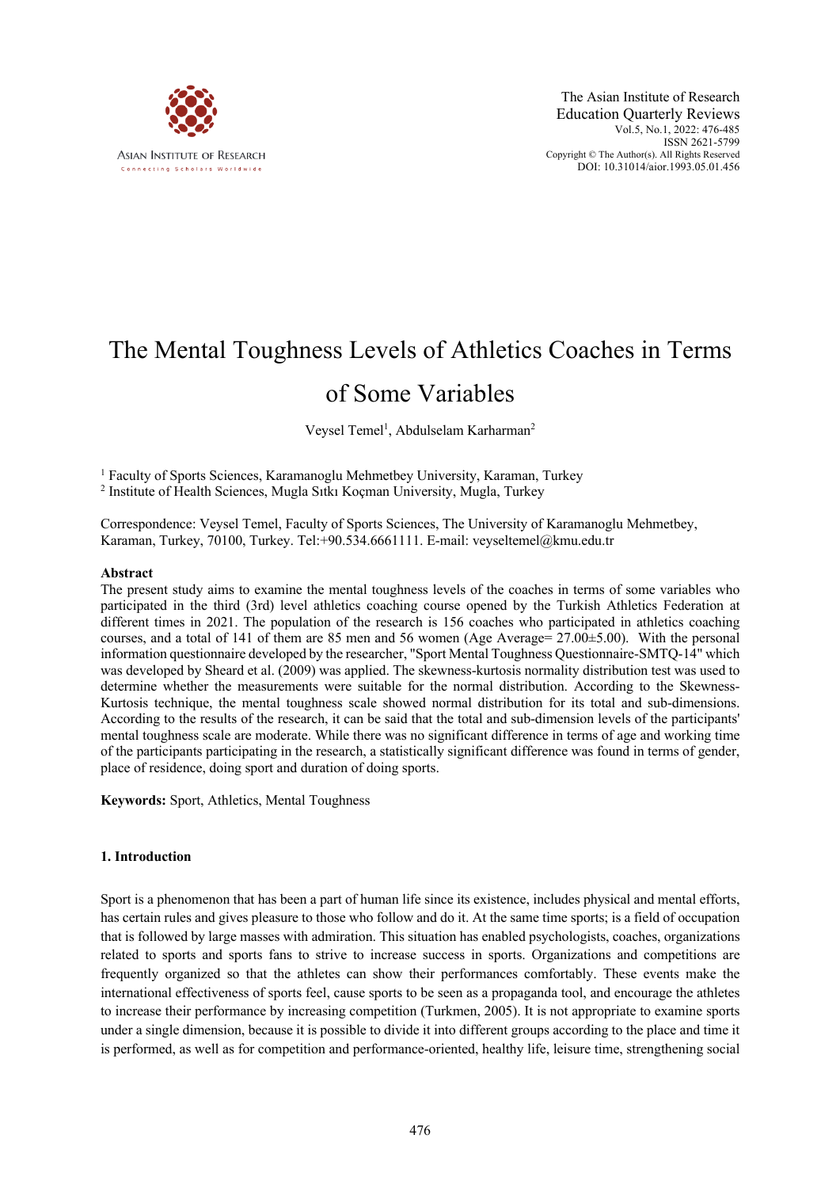# The Mental Toughness Levels of Athletics Coaches in Terms of Some Variables

Veysel Temel[1], Abdulselam Karharman[2]

[1] Faculty of Sports Sciences, Karamanoglu Mehmetbey University, Karaman, Turkey
[2] Institute of Health Sciences, Mugla Sıtkı Koçman University, Mugla, Turkey

Correspondence: Veysel Temel, Faculty of Sports Sciences, The University of Karamanoglu Mehmetbey, Karaman, Turkey, 70100, Turkey. Tel:+90.534.6661111. E-mail: veyseltemel@kmu.edu.tr

## Abstract

The present study aims to examine the mental toughness levels of the coaches in terms of some variables who participated in the third (3rd) level athletics coaching course opened by the Turkish Athletics Federation at different times in 2021. The population of the research is 156 coaches who participated in athletics coaching courses, and a total of 141 of them are 85 men and 56 women (Age Average= 27.00±5.00). With the personal information questionnaire developed by the researcher, "Sport Mental Toughness Questionnaire-SMTQ-14" which was developed by Sheard et al. (2009) was applied. The skewness-kurtosis normality distribution test was used to determine whether the measurements were suitable for the normal distribution. According to the Skewness-Kurtosis technique, the mental toughness scale showed normal distribution for its total and sub-dimensions. According to the results of the research, it can be said that the total and sub-dimension levels of the participants' mental toughness scale are moderate. While there was no significant difference in terms of age and working time of the participants participating in the research, a statistically significant difference was found in terms of gender, place of residence, doing sport and duration of doing sports.

**Keywords:** Sport, Athletics, Mental Toughness

## 1. Introduction

Sport is a phenomenon that has been a part of human life since its existence, includes physical and mental efforts, has certain rules and gives pleasure to those who follow and do it. At the same time sports; is a field of occupation that is followed by large masses with admiration. This situation has enabled psychologists, coaches, organizations related to sports and sports fans to strive to increase success in sports. Organizations and competitions are frequently organized so that the athletes can show their performances comfortably. These events make the international effectiveness of sports feel, cause sports to be seen as a propaganda tool, and encourage the athletes to increase their performance by increasing competition (Turkmen, 2005). It is not appropriate to examine sports under a single dimension, because it is possible to divide it into different groups according to the place and time it is performed, as well as for competition and performance-oriented, healthy life, leisure time, strengthening social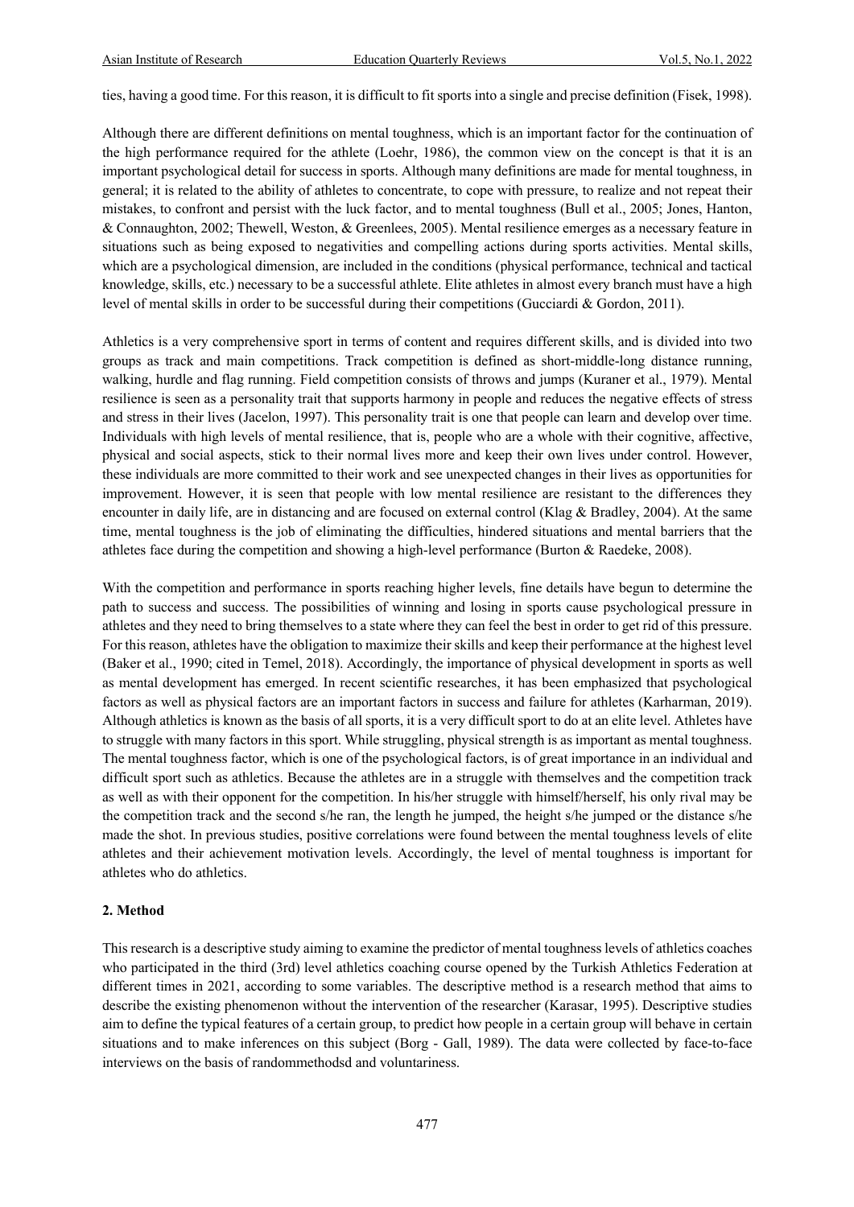ties, having a good time. For this reason, it is difficult to fit sports into a single and precise definition (Fisek, 1998).

Although there are different definitions on mental toughness, which is an important factor for the continuation of the high performance required for the athlete (Loehr, 1986), the common view on the concept is that it is an important psychological detail for success in sports. Although many definitions are made for mental toughness, in general; it is related to the ability of athletes to concentrate, to cope with pressure, to realize and not repeat their mistakes, to confront and persist with the luck factor, and to mental toughness (Bull et al., 2005; Jones, Hanton, & Connaughton, 2002; Thewell, Weston, & Greenlees, 2005). Mental resilience emerges as a necessary feature in situations such as being exposed to negativities and compelling actions during sports activities. Mental skills, which are a psychological dimension, are included in the conditions (physical performance, technical and tactical knowledge, skills, etc.) necessary to be a successful athlete. Elite athletes in almost every branch must have a high level of mental skills in order to be successful during their competitions (Gucciardi & Gordon, 2011).

Athletics is a very comprehensive sport in terms of content and requires different skills, and is divided into two groups as track and main competitions. Track competition is defined as short-middle-long distance running, walking, hurdle and flag running. Field competition consists of throws and jumps (Kuraner et al., 1979). Mental resilience is seen as a personality trait that supports harmony in people and reduces the negative effects of stress and stress in their lives (Jacelon, 1997). This personality trait is one that people can learn and develop over time. Individuals with high levels of mental resilience, that is, people who are a whole with their cognitive, affective, physical and social aspects, stick to their normal lives more and keep their own lives under control. However, these individuals are more committed to their work and see unexpected changes in their lives as opportunities for improvement. However, it is seen that people with low mental resilience are resistant to the differences they encounter in daily life, are in distancing and are focused on external control (Klag & Bradley, 2004). At the same time, mental toughness is the job of eliminating the difficulties, hindered situations and mental barriers that the athletes face during the competition and showing a high-level performance (Burton & Raedeke, 2008).

With the competition and performance in sports reaching higher levels, fine details have begun to determine the path to success and success. The possibilities of winning and losing in sports cause psychological pressure in athletes and they need to bring themselves to a state where they can feel the best in order to get rid of this pressure. For this reason, athletes have the obligation to maximize their skills and keep their performance at the highest level (Baker et al., 1990; cited in Temel, 2018). Accordingly, the importance of physical development in sports as well as mental development has emerged. In recent scientific researches, it has been emphasized that psychological factors as well as physical factors are an important factors in success and failure for athletes (Karharman, 2019). Although athletics is known as the basis of all sports, it is a very difficult sport to do at an elite level. Athletes have to struggle with many factors in this sport. While struggling, physical strength is as important as mental toughness. The mental toughness factor, which is one of the psychological factors, is of great importance in an individual and difficult sport such as athletics. Because the athletes are in a struggle with themselves and the competition track as well as with their opponent for the competition. In his/her struggle with himself/herself, his only rival may be the competition track and the second s/he ran, the length he jumped, the height s/he jumped or the distance s/he made the shot. In previous studies, positive correlations were found between the mental toughness levels of elite athletes and their achievement motivation levels. Accordingly, the level of mental toughness is important for athletes who do athletics.

## 2. Method

This research is a descriptive study aiming to examine the predictor of mental toughness levels of athletics coaches who participated in the third (3rd) level athletics coaching course opened by the Turkish Athletics Federation at different times in 2021, according to some variables. The descriptive method is a research method that aims to describe the existing phenomenon without the intervention of the researcher (Karasar, 1995). Descriptive studies aim to define the typical features of a certain group, to predict how people in a certain group will behave in certain situations and to make inferences on this subject (Borg - Gall, 1989). The data were collected by face-to-face interviews on the basis of randommethodsd and voluntariness.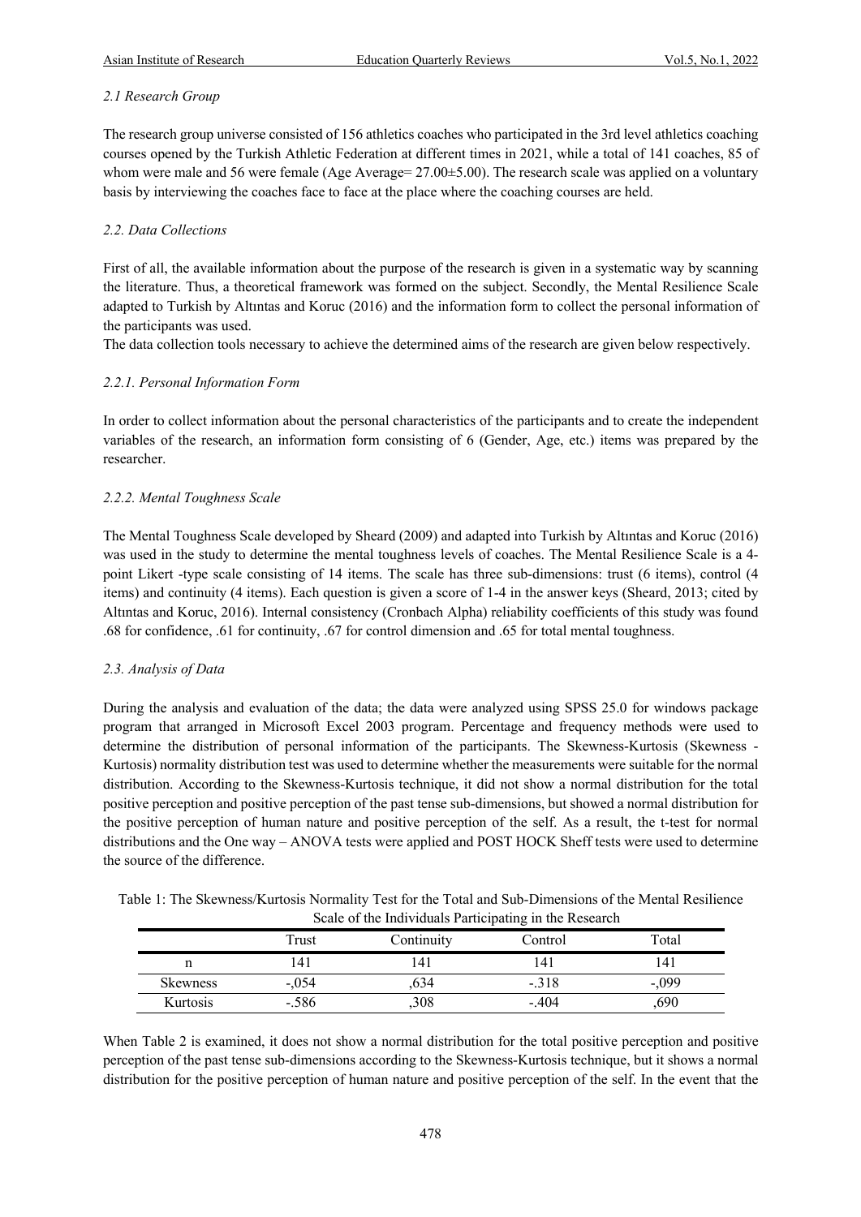*2.1 Research Group*

The research group universe consisted of 156 athletics coaches who participated in the 3rd level athletics coaching courses opened by the Turkish Athletic Federation at different times in 2021, while a total of 141 coaches, 85 of whom were male and 56 were female (Age Average= 27.00±5.00). The research scale was applied on a voluntary basis by interviewing the coaches face to face at the place where the coaching courses are held.

*2.2. Data Collections*

First of all, the available information about the purpose of the research is given in a systematic way by scanning the literature. Thus, a theoretical framework was formed on the subject. Secondly, the Mental Resilience Scale adapted to Turkish by Altıntas and Koruc (2016) and the information form to collect the personal information of the participants was used.
The data collection tools necessary to achieve the determined aims of the research are given below respectively.

*2.2.1. Personal Information Form*

In order to collect information about the personal characteristics of the participants and to create the independent variables of the research, an information form consisting of 6 (Gender, Age, etc.) items was prepared by the researcher.

*2.2.2. Mental Toughness Scale*

The Mental Toughness Scale developed by Sheard (2009) and adapted into Turkish by Altıntas and Koruc (2016) was used in the study to determine the mental toughness levels of coaches. The Mental Resilience Scale is a 4-point Likert -type scale consisting of 14 items. The scale has three sub-dimensions: trust (6 items), control (4 items) and continuity (4 items). Each question is given a score of 1-4 in the answer keys (Sheard, 2013; cited by Altıntas and Koruc, 2016). Internal consistency (Cronbach Alpha) reliability coefficients of this study was found .68 for confidence, .61 for continuity, .67 for control dimension and .65 for total mental toughness.

*2.3. Analysis of Data*

During the analysis and evaluation of the data; the data were analyzed using SPSS 25.0 for windows package program that arranged in Microsoft Excel 2003 program. Percentage and frequency methods were used to determine the distribution of personal information of the participants. The Skewness-Kurtosis (Skewness - Kurtosis) normality distribution test was used to determine whether the measurements were suitable for the normal distribution. According to the Skewness-Kurtosis technique, it did not show a normal distribution for the total positive perception and positive perception of the past tense sub-dimensions, but showed a normal distribution for the positive perception of human nature and positive perception of the self. As a result, the t-test for normal distributions and the One way – ANOVA tests were applied and POST HOCK Sheff tests were used to determine the source of the difference.

Table 1: The Skewness/Kurtosis Normality Test for the Total and Sub-Dimensions of the Mental Resilience Scale of the Individuals Participating in the Research

| | Trust | Continuity | Control | Total |
|---|---|---|---|---|
| n | 141 | 141 | 141 | 141 |
| Skewness | -,054 | ,634 | -.318 | -,099 |
| Kurtosis | -.586 | ,308 | -.404 | ,690 |

When Table 2 is examined, it does not show a normal distribution for the total positive perception and positive perception of the past tense sub-dimensions according to the Skewness-Kurtosis technique, but it shows a normal distribution for the positive perception of human nature and positive perception of the self. In the event that the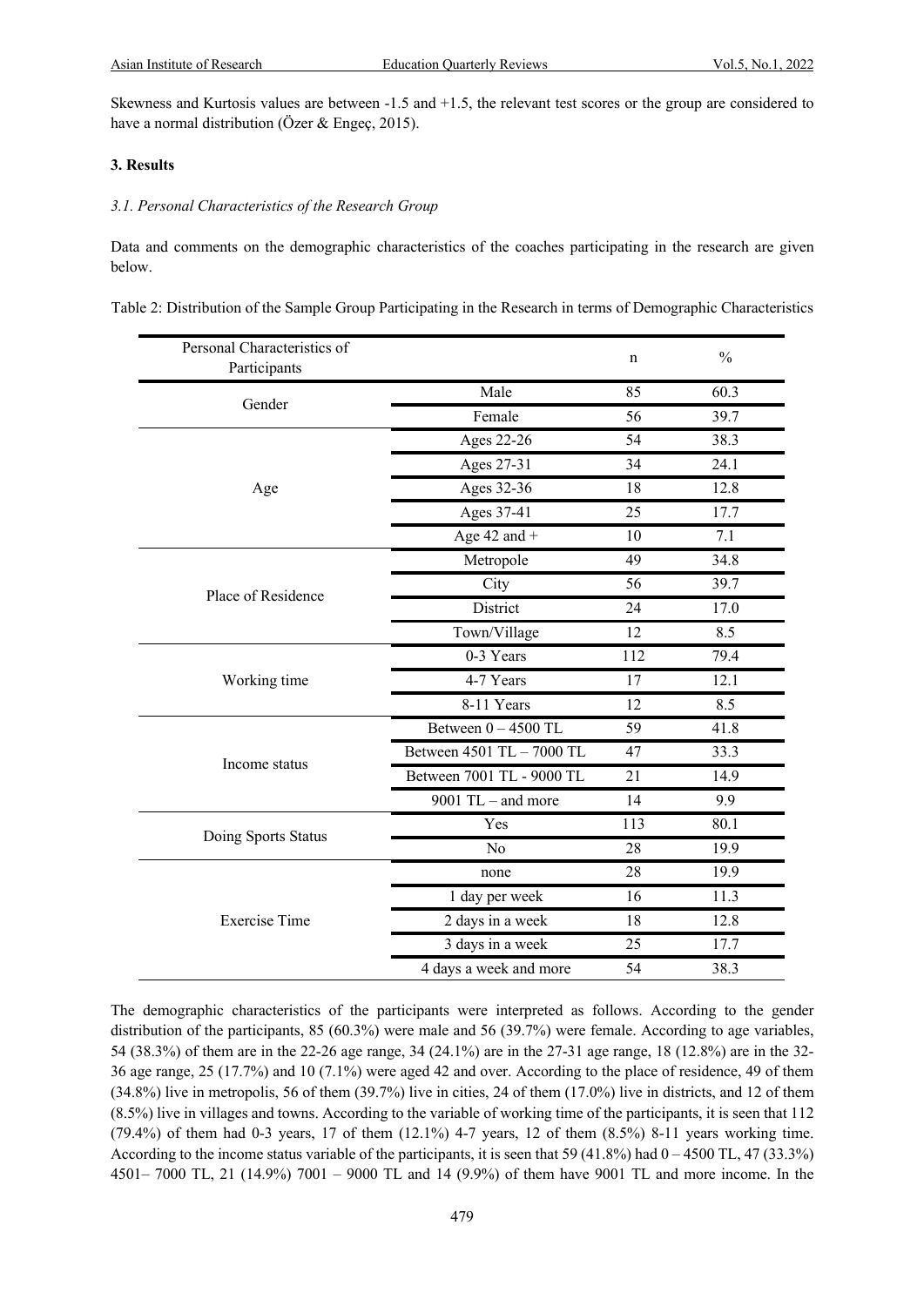Skewness and Kurtosis values are between -1.5 and +1.5, the relevant test scores or the group are considered to have a normal distribution (Özer & Engeç, 2015).

## 3. Results

### *3.1. Personal Characteristics of the Research Group*

Data and comments on the demographic characteristics of the coaches participating in the research are given below.

Table 2: Distribution of the Sample Group Participating in the Research in terms of Demographic Characteristics

| Personal Characteristics of Participants | | n | % |
|---|---|---|---|
| Gender | Male | 85 | 60.3 |
| | Female | 56 | 39.7 |
| Age | Ages 22-26 | 54 | 38.3 |
| | Ages 27-31 | 34 | 24.1 |
| | Ages 32-36 | 18 | 12.8 |
| | Ages 37-41 | 25 | 17.7 |
| | Age 42 and + | 10 | 7.1 |
| Place of Residence | Metropole | 49 | 34.8 |
| | City | 56 | 39.7 |
| | District | 24 | 17.0 |
| | Town/Village | 12 | 8.5 |
| Working time | 0-3 Years | 112 | 79.4 |
| | 4-7 Years | 17 | 12.1 |
| | 8-11 Years | 12 | 8.5 |
| Income status | Between 0 – 4500 TL | 59 | 41.8 |
| | Between 4501 TL – 7000 TL | 47 | 33.3 |
| | Between 7001 TL - 9000 TL | 21 | 14.9 |
| | 9001 TL – and more | 14 | 9.9 |
| Doing Sports Status | Yes | 113 | 80.1 |
| | No | 28 | 19.9 |
| Exercise Time | none | 28 | 19.9 |
| | 1 day per week | 16 | 11.3 |
| | 2 days in a week | 18 | 12.8 |
| | 3 days in a week | 25 | 17.7 |
| | 4 days a week and more | 54 | 38.3 |

The demographic characteristics of the participants were interpreted as follows. According to the gender distribution of the participants, 85 (60.3%) were male and 56 (39.7%) were female. According to age variables, 54 (38.3%) of them are in the 22-26 age range, 34 (24.1%) are in the 27-31 age range, 18 (12.8%) are in the 32-36 age range, 25 (17.7%) and 10 (7.1%) were aged 42 and over. According to the place of residence, 49 of them (34.8%) live in metropolis, 56 of them (39.7%) live in cities, 24 of them (17.0%) live in districts, and 12 of them (8.5%) live in villages and towns. According to the variable of working time of the participants, it is seen that 112 (79.4%) of them had 0-3 years, 17 of them (12.1%) 4-7 years, 12 of them (8.5%) 8-11 years working time. According to the income status variable of the participants, it is seen that 59 (41.8%) had 0 – 4500 TL, 47 (33.3%) 4501– 7000 TL, 21 (14.9%) 7001 – 9000 TL and 14 (9.9%) of them have 9001 TL and more income. In the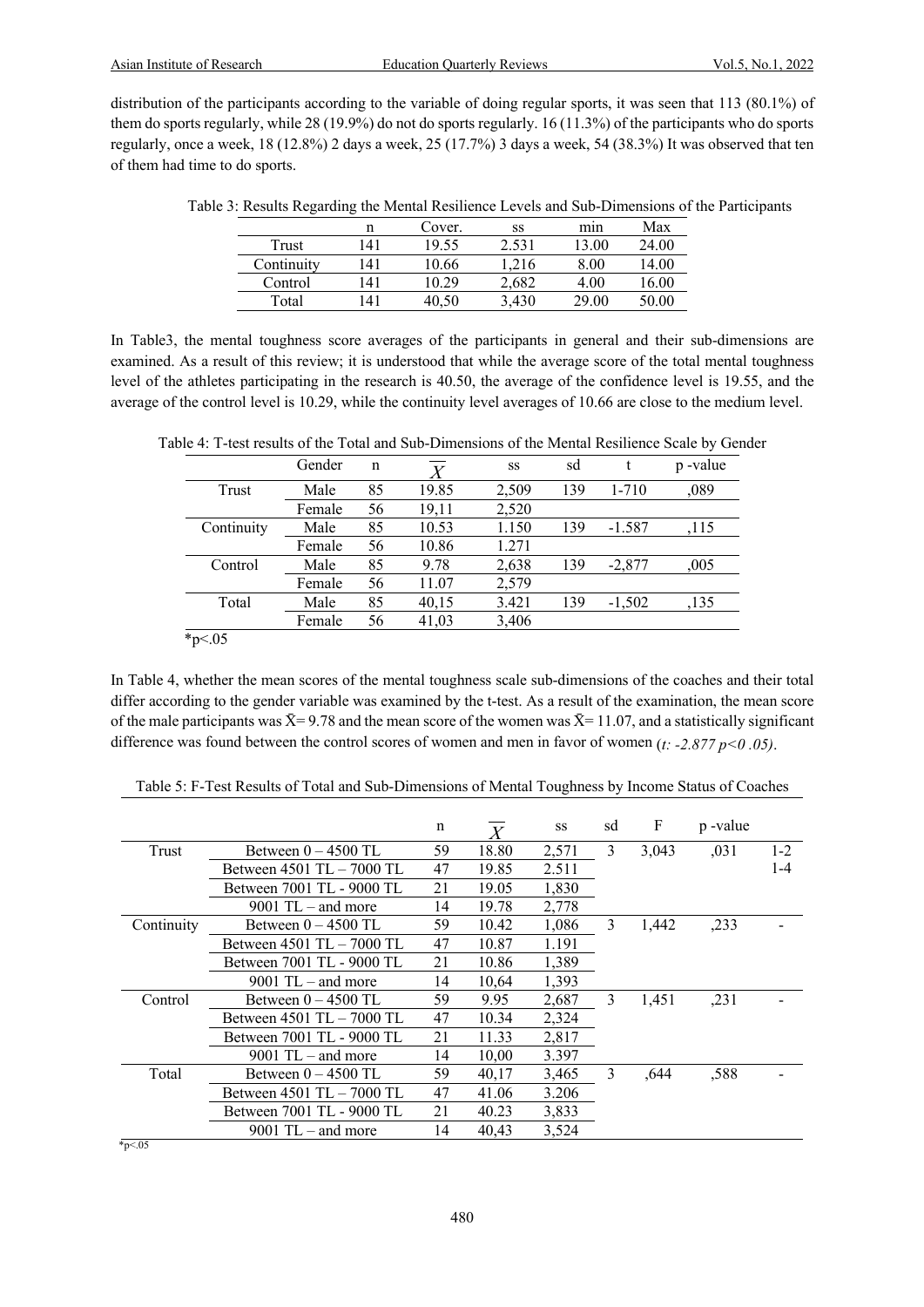distribution of the participants according to the variable of doing regular sports, it was seen that 113 (80.1%) of them do sports regularly, while 28 (19.9%) do not do sports regularly. 16 (11.3%) of the participants who do sports regularly, once a week, 18 (12.8%) 2 days a week, 25 (17.7%) 3 days a week, 54 (38.3%) It was observed that ten of them had time to do sports.

Table 3: Results Regarding the Mental Resilience Levels and Sub-Dimensions of the Participants

| | n | Cover. | ss | min | Max |
|---|---|---|---|---|---|
| Trust | 141 | 19.55 | 2.531 | 13.00 | 24.00 |
| Continuity | 141 | 10.66 | 1,216 | 8.00 | 14.00 |
| Control | 141 | 10.29 | 2,682 | 4.00 | 16.00 |
| Total | 141 | 40,50 | 3,430 | 29.00 | 50.00 |

In Table3, the mental toughness score averages of the participants in general and their sub-dimensions are examined. As a result of this review; it is understood that while the average score of the total mental toughness level of the athletes participating in the research is 40.50, the average of the confidence level is 19.55, and the average of the control level is 10.29, while the continuity level averages of 10.66 are close to the medium level.

Table 4: T-test results of the Total and Sub-Dimensions of the Mental Resilience Scale by Gender

| | Gender | n | $\overline{X}$ | ss | sd | t | p -value |
|---|---|---|---|---|---|---|---|
| Trust | Male | 85 | 19.85 | 2,509 | 139 | 1-710 | ,089 |
| | Female | 56 | 19,11 | 2,520 | | | |
| Continuity | Male | 85 | 10.53 | 1.150 | 139 | -1.587 | ,115 |
| | Female | 56 | 10.86 | 1.271 | | | |
| Control | Male | 85 | 9.78 | 2,638 | 139 | -2,877 | ,005 |
| | Female | 56 | 11.07 | 2,579 | | | |
| Total | Male | 85 | 40,15 | 3.421 | 139 | -1,502 | ,135 |
| | Female | 56 | 41,03 | 3,406 | | | |

*p<.05

In Table 4, whether the mean scores of the mental toughness scale sub-dimensions of the coaches and their total differ according to the gender variable was examined by the t-test. As a result of the examination, the mean score of the male participants was $\bar{X}$= 9.78 and the mean score of the women was $\bar{X}$= 11.07, and a statistically significant difference was found between the control scores of women and men in favor of women (*t: -2.877 p<0 .05)*.

Table 5: F-Test Results of Total and Sub-Dimensions of Mental Toughness by Income Status of Coaches

| | | n | $\overline{X}$ | ss | sd | F | p -value | |
|---|---|---|---|---|---|---|---|---|
| Trust | Between 0 – 4500 TL | 59 | 18.80 | 2,571 | 3 | 3,043 | ,031 | 1-2 |
| | Between 4501 TL – 7000 TL | 47 | 19.85 | 2.511 | | | | 1-4 |
| | Between 7001 TL - 9000 TL | 21 | 19.05 | 1,830 | | | | |
| | 9001 TL – and more | 14 | 19.78 | 2,778 | | | | |
| Continuity | Between 0 – 4500 TL | 59 | 10.42 | 1,086 | 3 | 1,442 | ,233 | - |
| | Between 4501 TL – 7000 TL | 47 | 10.87 | 1.191 | | | | |
| | Between 7001 TL - 9000 TL | 21 | 10.86 | 1,389 | | | | |
| | 9001 TL – and more | 14 | 10,64 | 1,393 | | | | |
| Control | Between 0 – 4500 TL | 59 | 9.95 | 2,687 | 3 | 1,451 | ,231 | - |
| | Between 4501 TL – 7000 TL | 47 | 10.34 | 2,324 | | | | |
| | Between 7001 TL - 9000 TL | 21 | 11.33 | 2,817 | | | | |
| | 9001 TL – and more | 14 | 10,00 | 3.397 | | | | |
| Total | Between 0 – 4500 TL | 59 | 40,17 | 3,465 | 3 | ,644 | ,588 | - |
| | Between 4501 TL – 7000 TL | 47 | 41.06 | 3.206 | | | | |
| | Between 7001 TL - 9000 TL | 21 | 40.23 | 3,833 | | | | |
| | 9001 TL – and more | 14 | 40,43 | 3,524 | | | | |

*p<.05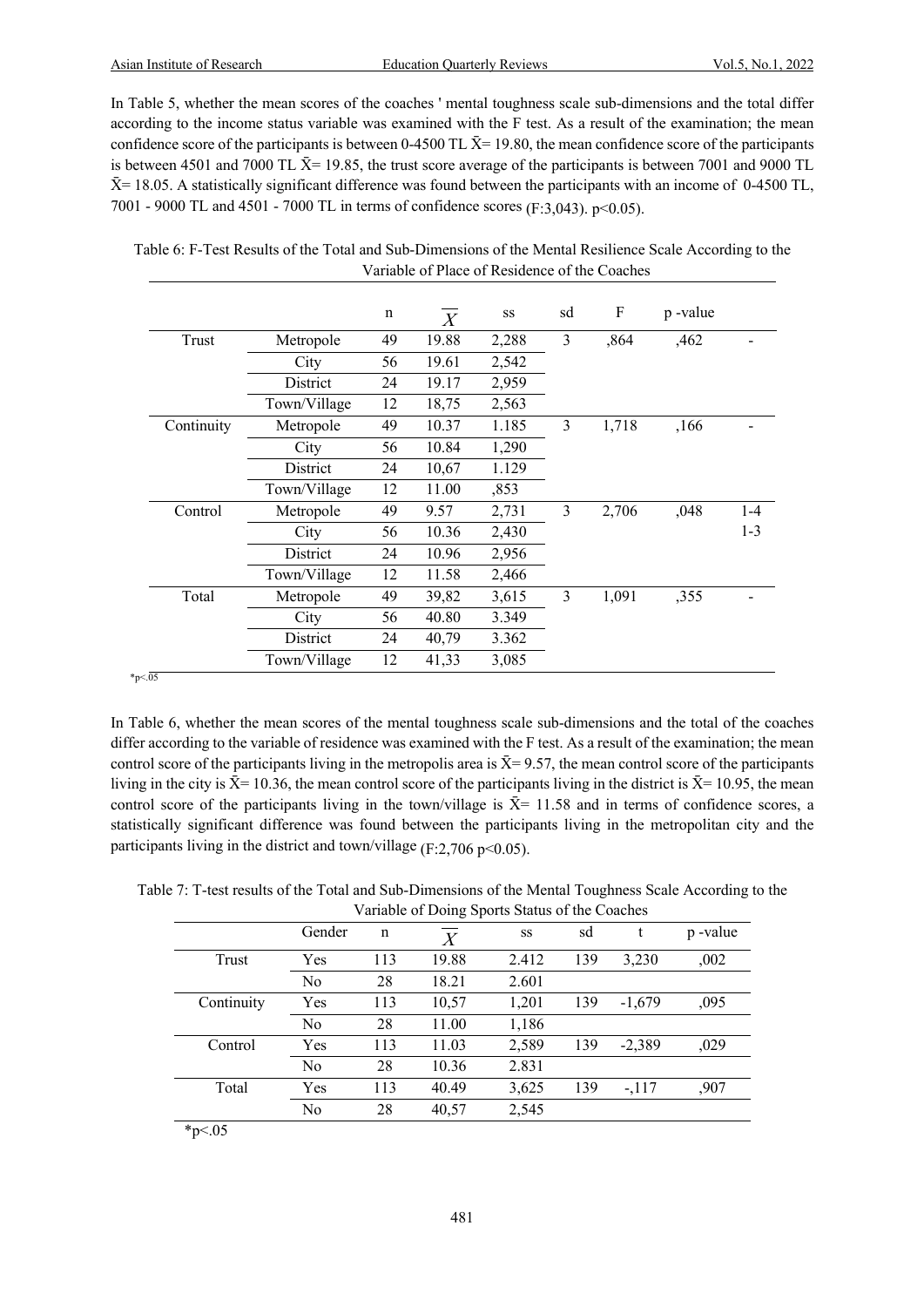In Table 5, whether the mean scores of the coaches ' mental toughness scale sub-dimensions and the total differ according to the income status variable was examined with the F test. As a result of the examination; the mean confidence score of the participants is between 0-4500 TL $\bar{X}$= 19.80, the mean confidence score of the participants is between 4501 and 7000 TL $\bar{X}$= 19.85, the trust score average of the participants is between 7001 and 9000 TL $\bar{X}$= 18.05. A statistically significant difference was found between the participants with an income of 0-4500 TL, 7001 - 9000 TL and 4501 - 7000 TL in terms of confidence scores (F:3,043). p<0.05).

Table 6: F-Test Results of the Total and Sub-Dimensions of the Mental Resilience Scale According to the Variable of Place of Residence of the Coaches

| | | n | $\overline{X}$ | ss | sd | F | p -value | |
|---|---|---|---|---|---|---|---|---|
| Trust | Metropole | 49 | 19.88 | 2,288 | 3 | ,864 | ,462 | - |
| | City | 56 | 19.61 | 2,542 | | | | |
| | District | 24 | 19.17 | 2,959 | | | | |
| | Town/Village | 12 | 18,75 | 2,563 | | | | |
| Continuity | Metropole | 49 | 10.37 | 1.185 | 3 | 1,718 | ,166 | - |
| | City | 56 | 10.84 | 1,290 | | | | |
| | District | 24 | 10,67 | 1.129 | | | | |
| | Town/Village | 12 | 11.00 | ,853 | | | | |
| Control | Metropole | 49 | 9.57 | 2,731 | 3 | 2,706 | ,048 | 1-4 |
| | City | 56 | 10.36 | 2,430 | | | | 1-3 |
| | District | 24 | 10.96 | 2,956 | | | | |
| | Town/Village | 12 | 11.58 | 2,466 | | | | |
| Total | Metropole | 49 | 39,82 | 3,615 | 3 | 1,091 | ,355 | - |
| | City | 56 | 40.80 | 3.349 | | | | |
| | District | 24 | 40,79 | 3.362 | | | | |
| | Town/Village | 12 | 41,33 | 3,085 | | | | |

*p<.05

In Table 6, whether the mean scores of the mental toughness scale sub-dimensions and the total of the coaches differ according to the variable of residence was examined with the F test. As a result of the examination; the mean control score of the participants living in the metropolis area is $\bar{X}$= 9.57, the mean control score of the participants living in the city is $\bar{X}$= 10.36, the mean control score of the participants living in the district is $\bar{X}$= 10.95, the mean control score of the participants living in the town/village is $\bar{X}$= 11.58 and in terms of confidence scores, a statistically significant difference was found between the participants living in the metropolitan city and the participants living in the district and town/village (F:2,706 p<0.05).

Table 7: T-test results of the Total and Sub-Dimensions of the Mental Toughness Scale According to the Variable of Doing Sports Status of the Coaches

| | Gender | n | $\overline{X}$ | ss | sd | t | p -value |
|---|---|---|---|---|---|---|---|
| Trust | Yes | 113 | 19.88 | 2.412 | 139 | 3,230 | ,002 |
| | No | 28 | 18.21 | 2.601 | | | |
| Continuity | Yes | 113 | 10,57 | 1,201 | 139 | -1,679 | ,095 |
| | No | 28 | 11.00 | 1,186 | | | |
| Control | Yes | 113 | 11.03 | 2,589 | 139 | -2,389 | ,029 |
| | No | 28 | 10.36 | 2.831 | | | |
| Total | Yes | 113 | 40.49 | 3,625 | 139 | -,117 | ,907 |
| | No | 28 | 40,57 | 2,545 | | | |

*p<.05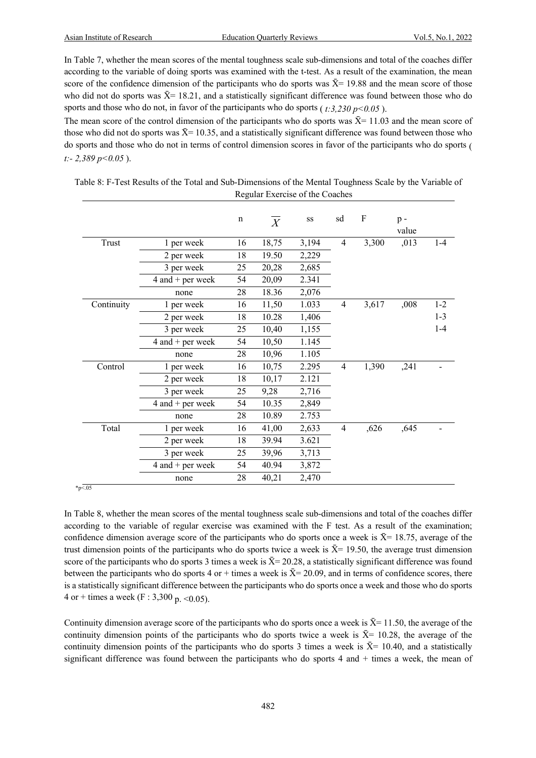In Table 7, whether the mean scores of the mental toughness scale sub-dimensions and total of the coaches differ according to the variable of doing sports was examined with the t-test. As a result of the examination, the mean score of the confidence dimension of the participants who do sports was $\bar{X}$= 19.88 and the mean score of those who did not do sports was $\bar{X}$= 18.21, and a statistically significant difference was found between those who do sports and those who do not, in favor of the participants who do sports ( *t:3,230 p<0.05* ).

The mean score of the control dimension of the participants who do sports was $\bar{X}$= 11.03 and the mean score of those who did not do sports was $\bar{X}$= 10.35, and a statistically significant difference was found between those who do sports and those who do not in terms of control dimension scores in favor of the participants who do sports ( *t:- 2,389 p<0.05* ).

Table 8: F-Test Results of the Total and Sub-Dimensions of the Mental Toughness Scale by the Variable of Regular Exercise of the Coaches

| | | n | $\overline{X}$ | ss | sd | F | p - value | |
|---|---|---|---|---|---|---|---|---|
| Trust | 1 per week | 16 | 18,75 | 3,194 | 4 | 3,300 | ,013 | 1-4 |
| | 2 per week | 18 | 19.50 | 2,229 | | | | |
| | 3 per week | 25 | 20,28 | 2,685 | | | | |
| | 4 and + per week | 54 | 20,09 | 2.341 | | | | |
| | none | 28 | 18.36 | 2,076 | | | | |
| Continuity | 1 per week | 16 | 11,50 | 1.033 | 4 | 3,617 | ,008 | 1-2 |
| | 2 per week | 18 | 10.28 | 1,406 | | | | 1-3 |
| | 3 per week | 25 | 10,40 | 1,155 | | | | 1-4 |
| | 4 and + per week | 54 | 10,50 | 1.145 | | | | |
| | none | 28 | 10,96 | 1.105 | | | | |
| Control | 1 per week | 16 | 10,75 | 2.295 | 4 | 1,390 | ,241 | - |
| | 2 per week | 18 | 10,17 | 2.121 | | | | |
| | 3 per week | 25 | 9,28 | 2,716 | | | | |
| | 4 and + per week | 54 | 10.35 | 2,849 | | | | |
| | none | 28 | 10.89 | 2.753 | | | | |
| Total | 1 per week | 16 | 41,00 | 2,633 | 4 | ,626 | ,645 | - |
| | 2 per week | 18 | 39.94 | 3.621 | | | | |
| | 3 per week | 25 | 39,96 | 3,713 | | | | |
| | 4 and + per week | 54 | 40.94 | 3,872 | | | | |
| | none | 28 | 40,21 | 2,470 | | | | |

*p<.05

In Table 8, whether the mean scores of the mental toughness scale sub-dimensions and total of the coaches differ according to the variable of regular exercise was examined with the F test. As a result of the examination; confidence dimension average score of the participants who do sports once a week is $\bar{X}$= 18.75, average of the trust dimension points of the participants who do sports twice a week is $\bar{X}$= 19.50, the average trust dimension score of the participants who do sports 3 times a week is $\bar{X}$= 20.28, a statistically significant difference was found between the participants who do sports 4 or + times a week is $\bar{X}$= 20.09, and in terms of confidence scores, there is a statistically significant difference between the participants who do sports once a week and those who do sports 4 or + times a week (F : 3,300 p. <0.05).

Continuity dimension average score of the participants who do sports once a week is $\bar{X}$= 11.50, the average of the continuity dimension points of the participants who do sports twice a week is $\bar{X}$= 10.28, the average of the continuity dimension points of the participants who do sports 3 times a week is $\bar{X}$= 10.40, and a statistically significant difference was found between the participants who do sports 4 and + times a week, the mean of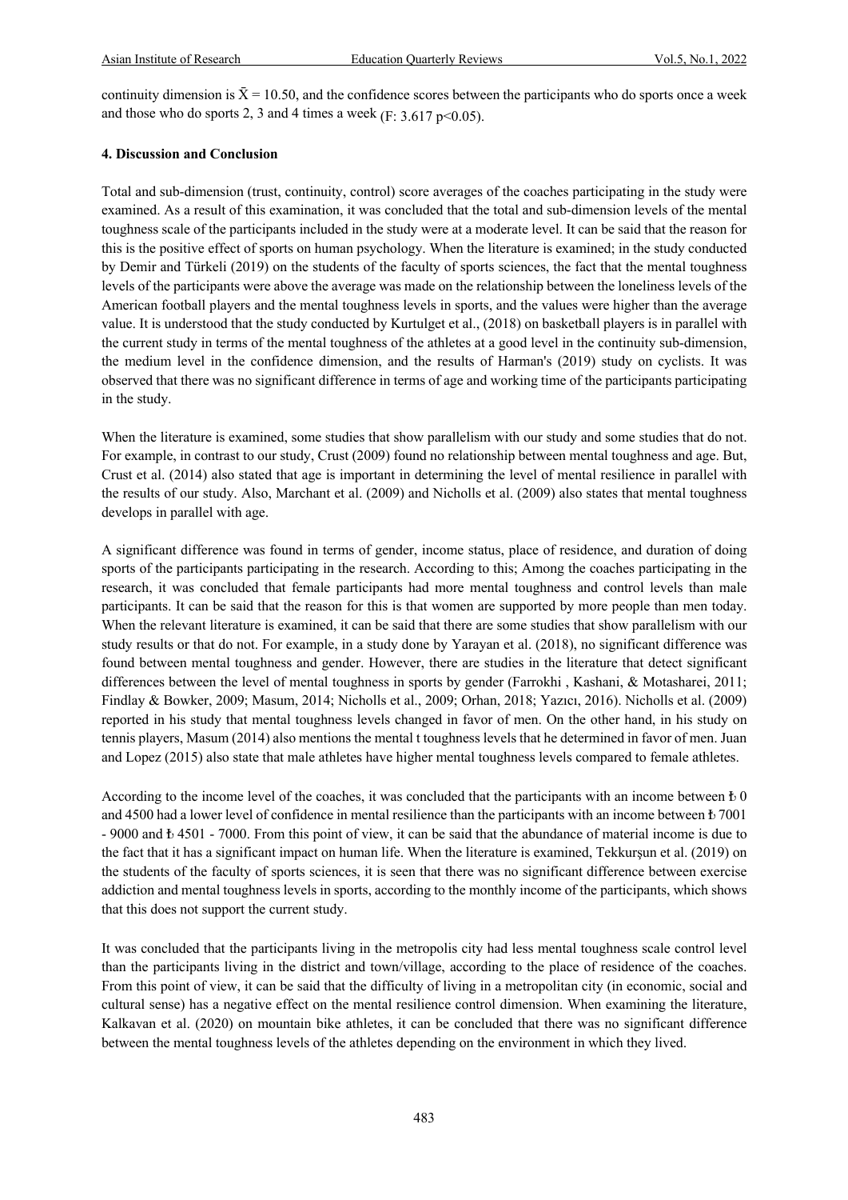continuity dimension is $\bar{X} = 10.50$, and the confidence scores between the participants who do sports once a week and those who do sports 2, 3 and 4 times a week ($F: 3.617$ $p<0.05$).

## 4. Discussion and Conclusion

Total and sub-dimension (trust, continuity, control) score averages of the coaches participating in the study were examined. As a result of this examination, it was concluded that the total and sub-dimension levels of the mental toughness scale of the participants included in the study were at a moderate level. It can be said that the reason for this is the positive effect of sports on human psychology. When the literature is examined; in the study conducted by Demir and Türkeli (2019) on the students of the faculty of sports sciences, the fact that the mental toughness levels of the participants were above the average was made on the relationship between the loneliness levels of the American football players and the mental toughness levels in sports, and the values were higher than the average value. It is understood that the study conducted by Kurtulget et al., (2018) on basketball players is in parallel with the current study in terms of the mental toughness of the athletes at a good level in the continuity sub-dimension, the medium level in the confidence dimension, and the results of Harman's (2019) study on cyclists. It was observed that there was no significant difference in terms of age and working time of the participants participating in the study.

When the literature is examined, some studies that show parallelism with our study and some studies that do not. For example, in contrast to our study, Crust (2009) found no relationship between mental toughness and age. But, Crust et al. (2014) also stated that age is important in determining the level of mental resilience in parallel with the results of our study. Also, Marchant et al. (2009) and Nicholls et al. (2009) also states that mental toughness develops in parallel with age.

A significant difference was found in terms of gender, income status, place of residence, and duration of doing sports of the participants participating in the research. According to this; Among the coaches participating in the research, it was concluded that female participants had more mental toughness and control levels than male participants. It can be said that the reason for this is that women are supported by more people than men today. When the relevant literature is examined, it can be said that there are some studies that show parallelism with our study results or that do not. For example, in a study done by Yarayan et al. (2018), no significant difference was found between mental toughness and gender. However, there are studies in the literature that detect significant differences between the level of mental toughness in sports by gender (Farrokhi , Kashani, & Motasharei, 2011; Findlay & Bowker, 2009; Masum, 2014; Nicholls et al., 2009; Orhan, 2018; Yazıcı, 2016). Nicholls et al. (2009) reported in his study that mental toughness levels changed in favor of men. On the other hand, in his study on tennis players, Masum (2014) also mentions the mental t toughness levels that he determined in favor of men. Juan and Lopez (2015) also state that male athletes have higher mental toughness levels compared to female athletes.

According to the income level of the coaches, it was concluded that the participants with an income between ₺ 0 and 4500 had a lower level of confidence in mental resilience than the participants with an income between ₺ 7001 - 9000 and ₺ 4501 - 7000. From this point of view, it can be said that the abundance of material income is due to the fact that it has a significant impact on human life. When the literature is examined, Tekkurşun et al. (2019) on the students of the faculty of sports sciences, it is seen that there was no significant difference between exercise addiction and mental toughness levels in sports, according to the monthly income of the participants, which shows that this does not support the current study.

It was concluded that the participants living in the metropolis city had less mental toughness scale control level than the participants living in the district and town/village, according to the place of residence of the coaches. From this point of view, it can be said that the difficulty of living in a metropolitan city (in economic, social and cultural sense) has a negative effect on the mental resilience control dimension. When examining the literature, Kalkavan et al. (2020) on mountain bike athletes, it can be concluded that there was no significant difference between the mental toughness levels of the athletes depending on the environment in which they lived.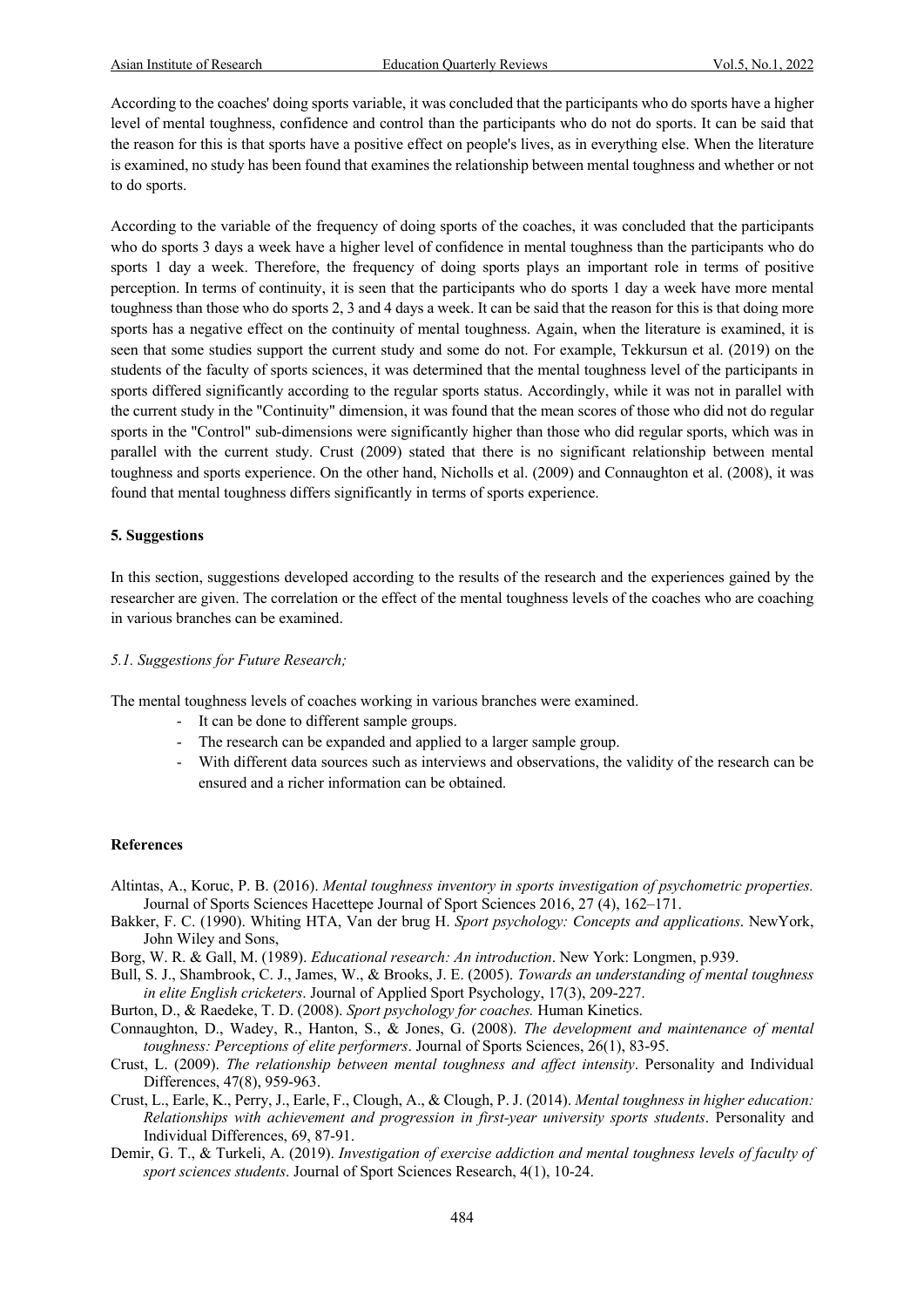According to the coaches' doing sports variable, it was concluded that the participants who do sports have a higher level of mental toughness, confidence and control than the participants who do not do sports. It can be said that the reason for this is that sports have a positive effect on people's lives, as in everything else. When the literature is examined, no study has been found that examines the relationship between mental toughness and whether or not to do sports.

According to the variable of the frequency of doing sports of the coaches, it was concluded that the participants who do sports 3 days a week have a higher level of confidence in mental toughness than the participants who do sports 1 day a week. Therefore, the frequency of doing sports plays an important role in terms of positive perception. In terms of continuity, it is seen that the participants who do sports 1 day a week have more mental toughness than those who do sports 2, 3 and 4 days a week. It can be said that the reason for this is that doing more sports has a negative effect on the continuity of mental toughness. Again, when the literature is examined, it is seen that some studies support the current study and some do not. For example, Tekkursun et al. (2019) on the students of the faculty of sports sciences, it was determined that the mental toughness level of the participants in sports differed significantly according to the regular sports status. Accordingly, while it was not in parallel with the current study in the "Continuity" dimension, it was found that the mean scores of those who did not do regular sports in the "Control" sub-dimensions were significantly higher than those who did regular sports, which was in parallel with the current study. Crust (2009) stated that there is no significant relationship between mental toughness and sports experience. On the other hand, Nicholls et al. (2009) and Connaughton et al. (2008), it was found that mental toughness differs significantly in terms of sports experience.

## 5. Suggestions

In this section, suggestions developed according to the results of the research and the experiences gained by the researcher are given. The correlation or the effect of the mental toughness levels of the coaches who are coaching in various branches can be examined.

### *5.1. Suggestions for Future Research;*

The mental toughness levels of coaches working in various branches were examined.

- It can be done to different sample groups.
- The research can be expanded and applied to a larger sample group.
- With different data sources such as interviews and observations, the validity of the research can be ensured and a richer information can be obtained.

## References

Altintas, A., Koruc, P. B. (2016). *Mental toughness inventory in sports investigation of psychometric properties.* Journal of Sports Sciences Hacettepe Journal of Sport Sciences 2016, 27 (4), 162–171.

Bakker, F. C. (1990). Whiting HTA, Van der brug H. *Sport psychology: Concepts and applications*. NewYork, John Wiley and Sons,

Borg, W. R. & Gall, M. (1989). *Educational research: An introduction*. New York: Longmen, p.939.

Bull, S. J., Shambrook, C. J., James, W., & Brooks, J. E. (2005). *Towards an understanding of mental toughness in elite English cricketers*. Journal of Applied Sport Psychology, 17(3), 209-227.

Burton, D., & Raedeke, T. D. (2008). *Sport psychology for coaches.* Human Kinetics.

Connaughton, D., Wadey, R., Hanton, S., & Jones, G. (2008). *The development and maintenance of mental toughness: Perceptions of elite performers*. Journal of Sports Sciences, 26(1), 83-95.

Crust, L. (2009). *The relationship between mental toughness and affect intensity*. Personality and Individual Differences, 47(8), 959-963.

Crust, L., Earle, K., Perry, J., Earle, F., Clough, A., & Clough, P. J. (2014). *Mental toughness in higher education: Relationships with achievement and progression in first-year university sports students*. Personality and Individual Differences, 69, 87-91.

Demir, G. T., & Turkeli, A. (2019). *Investigation of exercise addiction and mental toughness levels of faculty of sport sciences students*. Journal of Sport Sciences Research, 4(1), 10-24.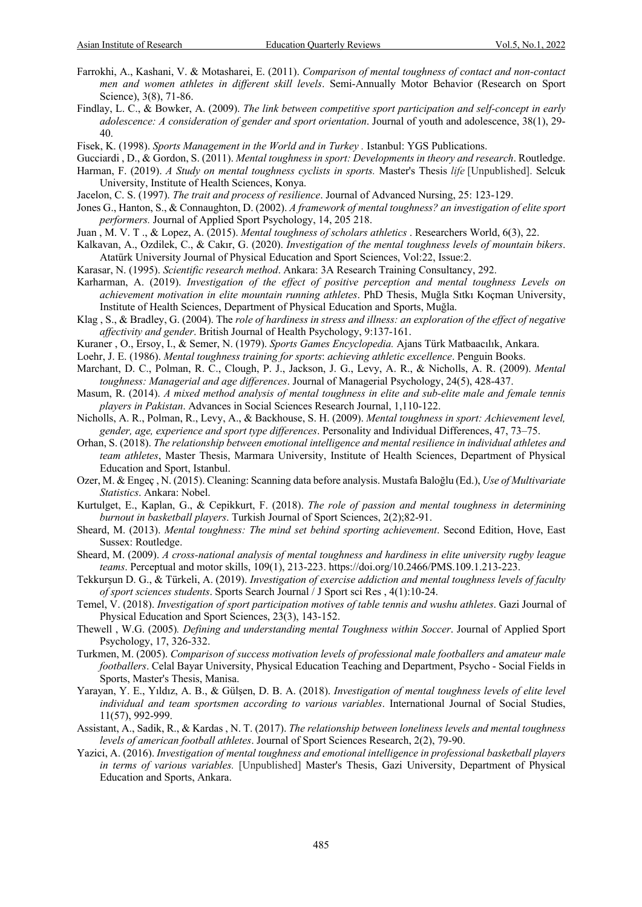Farrokhi, A., Kashani, V. & Motasharei, E. (2011). *Comparison of mental toughness of contact and non-contact men and women athletes in different skill levels*. Semi-Annually Motor Behavior (Research on Sport Science), 3(8), 71-86.

Findlay, L. C., & Bowker, A. (2009). *The link between competitive sport participation and self-concept in early adolescence: A consideration of gender and sport orientation*. Journal of youth and adolescence, 38(1), 29-40.

Fisek, K. (1998). *Sports Management in the World and in Turkey .* Istanbul: YGS Publications.

Gucciardi , D., & Gordon, S. (2011). *Mental toughness in sport: Developments in theory and research*. Routledge.

Harman, F. (2019). *A Study on mental toughness cyclists in sports.* Master's Thesis *life* [Unpublished]. Selcuk University, Institute of Health Sciences, Konya.

Jacelon, C. S. (1997). *The trait and process of resilience*. Journal of Advanced Nursing, 25: 123-129.

Jones G., Hanton, S., & Connaughton, D. (2002). *A framework of mental toughness? an investigation of elite sport performers.* Journal of Applied Sport Psychology, 14, 205 218.

Juan , M. V. T ., & Lopez, A. (2015). *Mental toughness of scholars athletics* . Researchers World, 6(3), 22.

Kalkavan, A., Ozdilek, C., & Cakır, G. (2020). *Investigation of the mental toughness levels of mountain bikers*. Atatürk University Journal of Physical Education and Sport Sciences, Vol:22, Issue:2.

Karasar, N. (1995). *Scientific research method*. Ankara: 3A Research Training Consultancy, 292.

Karharman, A. (2019). *Investigation of the effect of positive perception and mental toughness Levels on achievement motivation in elite mountain running athletes*. PhD Thesis, Muğla Sıtkı Koçman University, Institute of Health Sciences, Department of Physical Education and Sports, Muğla.

Klag , S., & Bradley, G. (2004). The *role of hardiness in stress and illness: an exploration of the effect of negative affectivity and gender*. British Journal of Health Psychology, 9:137-161.

Kuraner , O., Ersoy, I., & Semer, N. (1979). *Sports Games Encyclopedia.* Ajans Türk Matbaacılık, Ankara.

Loehr, J. E. (1986). *Mental toughness training for sports*: *achieving athletic excellence*. Penguin Books.

Marchant, D. C., Polman, R. C., Clough, P. J., Jackson, J. G., Levy, A. R., & Nicholls, A. R. (2009). *Mental toughness: Managerial and age differences*. Journal of Managerial Psychology, 24(5), 428-437.

Masum, R. (2014). *A mixed method analysis of mental toughness in elite and sub-elite male and female tennis players in Pakistan*. Advances in Social Sciences Research Journal, 1,110-122.

Nicholls, A. R., Polman, R., Levy, A., & Backhouse, S. H. (2009). *Mental toughness in sport: Achievement level, gender, age, experience and sport type differences*. Personality and Individual Differences, 47, 73–75.

Orhan, S. (2018). *The relationship between emotional intelligence and mental resilience in individual athletes and team athletes*, Master Thesis, Marmara University, Institute of Health Sciences, Department of Physical Education and Sport, Istanbul.

Ozer, M. & Engeç , N. (2015). Cleaning: Scanning data before analysis. Mustafa Baloğlu (Ed.), *Use of Multivariate Statistics.* Ankara: Nobel.

Kurtulget, E., Kaplan, G., & Cepikkurt, F. (2018). *The role of passion and mental toughness in determining burnout in basketball players*. Turkish Journal of Sport Sciences, 2(2);82-91.

Sheard, M. (2013). *Mental toughness: The mind set behind sporting achievement*. Second Edition, Hove, East Sussex: Routledge.

Sheard, M. (2009). *A cross-national analysis of mental toughness and hardiness in elite university rugby league teams*. Perceptual and motor skills, 109(1), 213-223. https://doi.org/10.2466/PMS.109.1.213-223.

Tekkurşun D. G., & Türkeli, A. (2019). *Investigation of exercise addiction and mental toughness levels of faculty of sport sciences students*. Sports Search Journal / J Sport sci Res , 4(1):10-24.

Temel, V. (2018). *Investigation of sport participation motives of table tennis and wushu athletes*. Gazi Journal of Physical Education and Sport Sciences, 23(3), 143-152.

Thewell , W.G. (2005)*. Defining and understanding mental Toughness within Soccer*. Journal of Applied Sport Psychology, 17, 326-332.

Turkmen, M. (2005). *Comparison of success motivation levels of professional male footballers and amateur male footballers*. Celal Bayar University, Physical Education Teaching and Department, Psycho - Social Fields in Sports, Master's Thesis, Manisa.

Yarayan, Y. E., Yıldız, A. B., & Gülşen, D. B. A. (2018). *Investigation of mental toughness levels of elite level individual and team sportsmen according to various variables*. International Journal of Social Studies, 11(57), 992-999.

Assistant, A., Sadik, R., & Kardas , N. T. (2017). *The relationship between loneliness levels and mental toughness levels of american football athletes*. Journal of Sport Sciences Research, 2(2), 79-90.

Yazici, A. (2016). *Investigation of mental toughness and emotional intelligence in professional basketball players in terms of various variables.* [Unpublished] Master's Thesis, Gazi University, Department of Physical Education and Sports, Ankara.